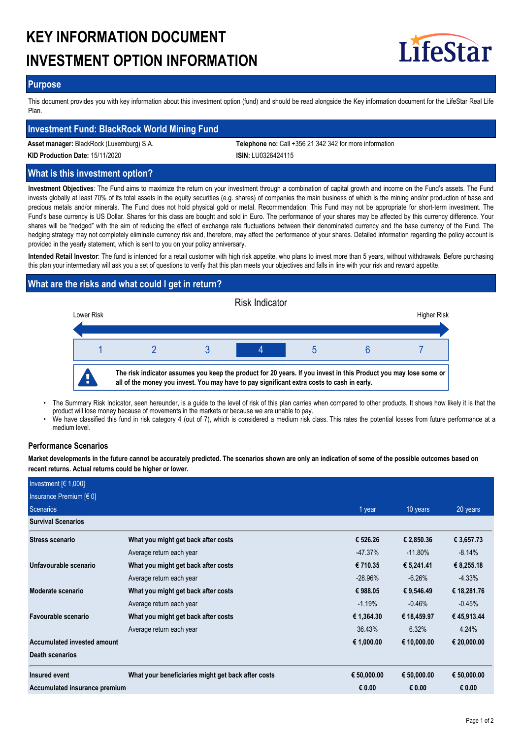# KEY INFORMATION DOCUMENT
# INVESTMENT OPTION INFORMATION

LifeStar

## Purpose

This document provides you with key information about this investment option (fund) and should be read alongside the Key information document for the LifeStar Real Life Plan.

## Investment Fund: BlackRock World Mining Fund

**Asset manager:** BlackRock (Luxemburg) S.A.

**Telephone no:** Call +356 21 342 342 for more information

**KID Production Date:** 15/11/2020

**ISIN:** LU0326424115

## What is this investment option?

**Investment Objectives**: The Fund aims to maximize the return on your investment through a combination of capital growth and income on the Fund's assets. The Fund invests globally at least 70% of its total assets in the equity securities (e.g. shares) of companies the main business of which is the mining and/or production of base and precious metals and/or minerals. The Fund does not hold physical gold or metal. Recommendation: This Fund may not be appropriate for short-term investment. The Fund's base currency is US Dollar. Shares for this class are bought and sold in Euro. The performance of your shares may be affected by this currency difference. Your shares will be "hedged" with the aim of reducing the effect of exchange rate fluctuations between their denominated currency and the base currency of the Fund. The hedging strategy may not completely eliminate currency risk and, therefore, may affect the performance of your shares. Detailed information regarding the policy account is provided in the yearly statement, which is sent to you on your policy anniversary.

**Intended Retail Investor**: The fund is intended for a retail customer with high risk appetite, who plans to invest more than 5 years, without withdrawals. Before purchasing this plan your intermediary will ask you a set of questions to verify that this plan meets your objectives and falls in line with your risk and reward appetite.

## What are the risks and what could I get in return?

Risk Indicator

Lower Risk — Higher Risk

| 1 | 2 | 3 | **4** | 5 | 6 | 7 |
|---|---|---|---|---|---|---|

**The risk indicator assumes you keep the product for 20 years. If you invest in this Product you may lose some or all of the money you invest. You may have to pay significant extra costs to cash in early.**

- The Summary Risk Indicator, seen hereunder, is a guide to the level of risk of this plan carries when compared to other products. It shows how likely it is that the product will lose money because of movements in the markets or because we are unable to pay.
- We have classified this fund in risk category 4 (out of 7), which is considered a medium risk class. This rates the potential losses from future performance at a medium level.

### Performance Scenarios

**Market developments in the future cannot be accurately predicted. The scenarios shown are only an indication of some of the possible outcomes based on recent returns. Actual returns could be higher or lower.**

| Investment [€ 1,000] | | | | |
|---|---|---|---|---|
| Insurance Premium [€ 0] | | | | |
| Scenarios | | 1 year | 10 years | 20 years |
| **Survival Scenarios** | | | | |
| **Stress scenario** | **What you might get back after costs** | **€ 526.26** | **€ 2,850.36** | **€ 3,657.73** |
| | Average return each year | -47.37% | -11.80% | -8.14% |
| **Unfavourable scenario** | **What you might get back after costs** | **€ 710.35** | **€ 5,241.41** | **€ 8,255.18** |
| | Average return each year | -28.96% | -6.26% | -4.33% |
| **Moderate scenario** | **What you might get back after costs** | **€ 988.05** | **€ 9,546.49** | **€ 18,281.76** |
| | Average return each year | -1.19% | -0.46% | -0.45% |
| **Favourable scenario** | **What you might get back after costs** | **€ 1,364.30** | **€ 18,459.97** | **€ 45,913.44** |
| | Average return each year | 36.43% | 6.32% | 4.24% |
| **Accumulated invested amount** | | **€ 1,000.00** | **€ 10,000.00** | **€ 20,000.00** |
| **Death scenarios** | | | | |
| **Insured event** | **What your beneficiaries might get back after costs** | **€ 50,000.00** | **€ 50,000.00** | **€ 50,000.00** |
| **Accumulated insurance premium** | | **€ 0.00** | **€ 0.00** | **€ 0.00** |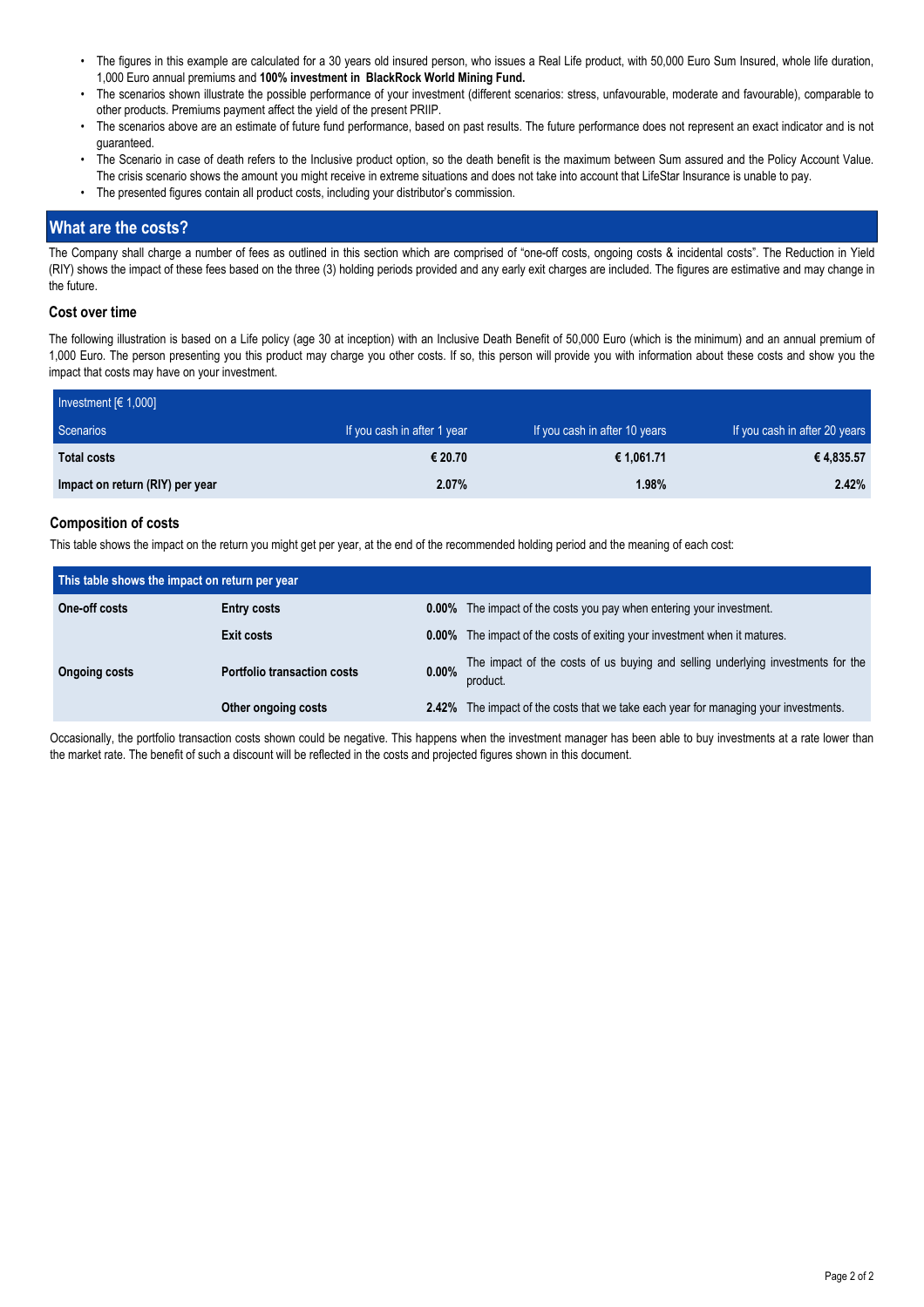- The figures in this example are calculated for a 30 years old insured person, who issues a Real Life product, with 50,000 Euro Sum Insured, whole life duration, 1,000 Euro annual premiums and **100% investment in BlackRock World Mining Fund.**
- The scenarios shown illustrate the possible performance of your investment (different scenarios: stress, unfavourable, moderate and favourable), comparable to other products. Premiums payment affect the yield of the present PRIIP.
- The scenarios above are an estimate of future fund performance, based on past results. The future performance does not represent an exact indicator and is not guaranteed.
- The Scenario in case of death refers to the Inclusive product option, so the death benefit is the maximum between Sum assured and the Policy Account Value. The crisis scenario shows the amount you might receive in extreme situations and does not take into account that LifeStar Insurance is unable to pay.
- The presented figures contain all product costs, including your distributor's commission.

## What are the costs?

The Company shall charge a number of fees as outlined in this section which are comprised of "one-off costs, ongoing costs & incidental costs". The Reduction in Yield (RIY) shows the impact of these fees based on the three (3) holding periods provided and any early exit charges are included. The figures are estimative and may change in the future.

### Cost over time

The following illustration is based on a Life policy (age 30 at inception) with an Inclusive Death Benefit of 50,000 Euro (which is the minimum) and an annual premium of 1,000 Euro. The person presenting you this product may charge you other costs. If so, this person will provide you with information about these costs and show you the impact that costs may have on your investment.

| Investment [€ 1,000] | | | |
|---|---|---|---|
| Scenarios | If you cash in after 1 year | If you cash in after 10 years | If you cash in after 20 years |
| **Total costs** | **€ 20.70** | **€ 1,061.71** | **€ 4,835.57** |
| **Impact on return (RIY) per year** | **2.07%** | **1.98%** | **2.42%** |

### Composition of costs

This table shows the impact on the return you might get per year, at the end of the recommended holding period and the meaning of each cost:

| This table shows the impact on return per year | | | |
|---|---|---|---|
| **One-off costs** | **Entry costs** | **0.00%** | The impact of the costs you pay when entering your investment. |
| | **Exit costs** | **0.00%** | The impact of the costs of exiting your investment when it matures. |
| **Ongoing costs** | **Portfolio transaction costs** | **0.00%** | The impact of the costs of us buying and selling underlying investments for the product. |
| | **Other ongoing costs** | **2.42%** | The impact of the costs that we take each year for managing your investments. |

Occasionally, the portfolio transaction costs shown could be negative. This happens when the investment manager has been able to buy investments at a rate lower than the market rate. The benefit of such a discount will be reflected in the costs and projected figures shown in this document.